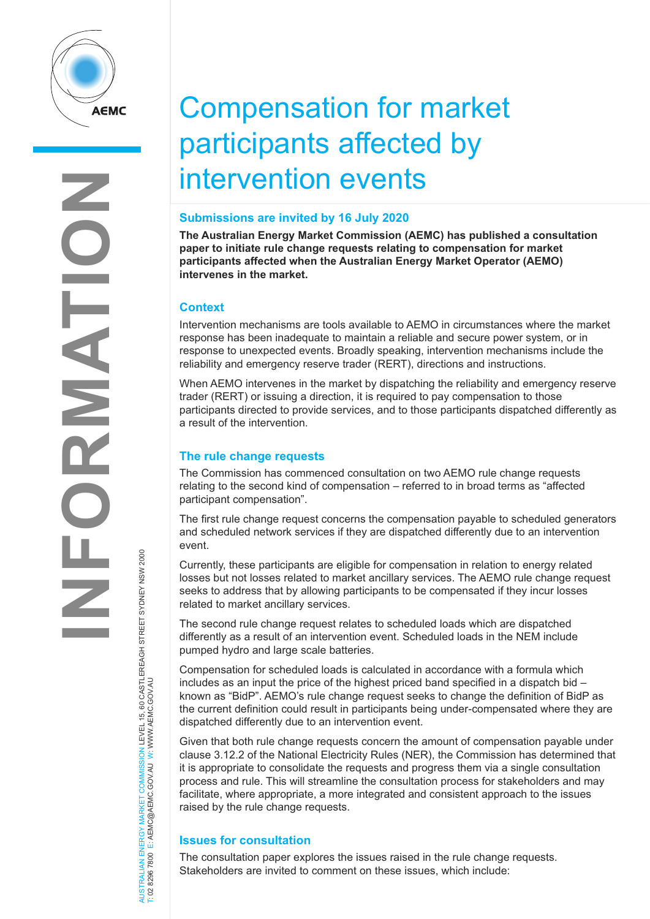# Compensation for market participants affected by intervention events

## Submissions are invited by 16 July 2020

**The Australian Energy Market Commission (AEMC) has published a consultation paper to initiate rule change requests relating to compensation for market participants affected when the Australian Energy Market Operator (AEMO) intervenes in the market.**

## Context

Intervention mechanisms are tools available to AEMO in circumstances where the market response has been inadequate to maintain a reliable and secure power system, or in response to unexpected events. Broadly speaking, intervention mechanisms include the reliability and emergency reserve trader (RERT), directions and instructions.

When AEMO intervenes in the market by dispatching the reliability and emergency reserve trader (RERT) or issuing a direction, it is required to pay compensation to those participants directed to provide services, and to those participants dispatched differently as a result of the intervention.

## The rule change requests

The Commission has commenced consultation on two AEMO rule change requests relating to the second kind of compensation – referred to in broad terms as "affected participant compensation".

The first rule change request concerns the compensation payable to scheduled generators and scheduled network services if they are dispatched differently due to an intervention event.

Currently, these participants are eligible for compensation in relation to energy related losses but not losses related to market ancillary services. The AEMO rule change request seeks to address that by allowing participants to be compensated if they incur losses related to market ancillary services.

The second rule change request relates to scheduled loads which are dispatched differently as a result of an intervention event. Scheduled loads in the NEM include pumped hydro and large scale batteries.

Compensation for scheduled loads is calculated in accordance with a formula which includes as an input the price of the highest priced band specified in a dispatch bid – known as "BidP". AEMO's rule change request seeks to change the definition of BidP as the current definition could result in participants being under-compensated where they are dispatched differently due to an intervention event.

Given that both rule change requests concern the amount of compensation payable under clause 3.12.2 of the National Electricity Rules (NER), the Commission has determined that it is appropriate to consolidate the requests and progress them via a single consultation process and rule. This will streamline the consultation process for stakeholders and may facilitate, where appropriate, a more integrated and consistent approach to the issues raised by the rule change requests.

## Issues for consultation

The consultation paper explores the issues raised in the rule change requests. Stakeholders are invited to comment on these issues, which include: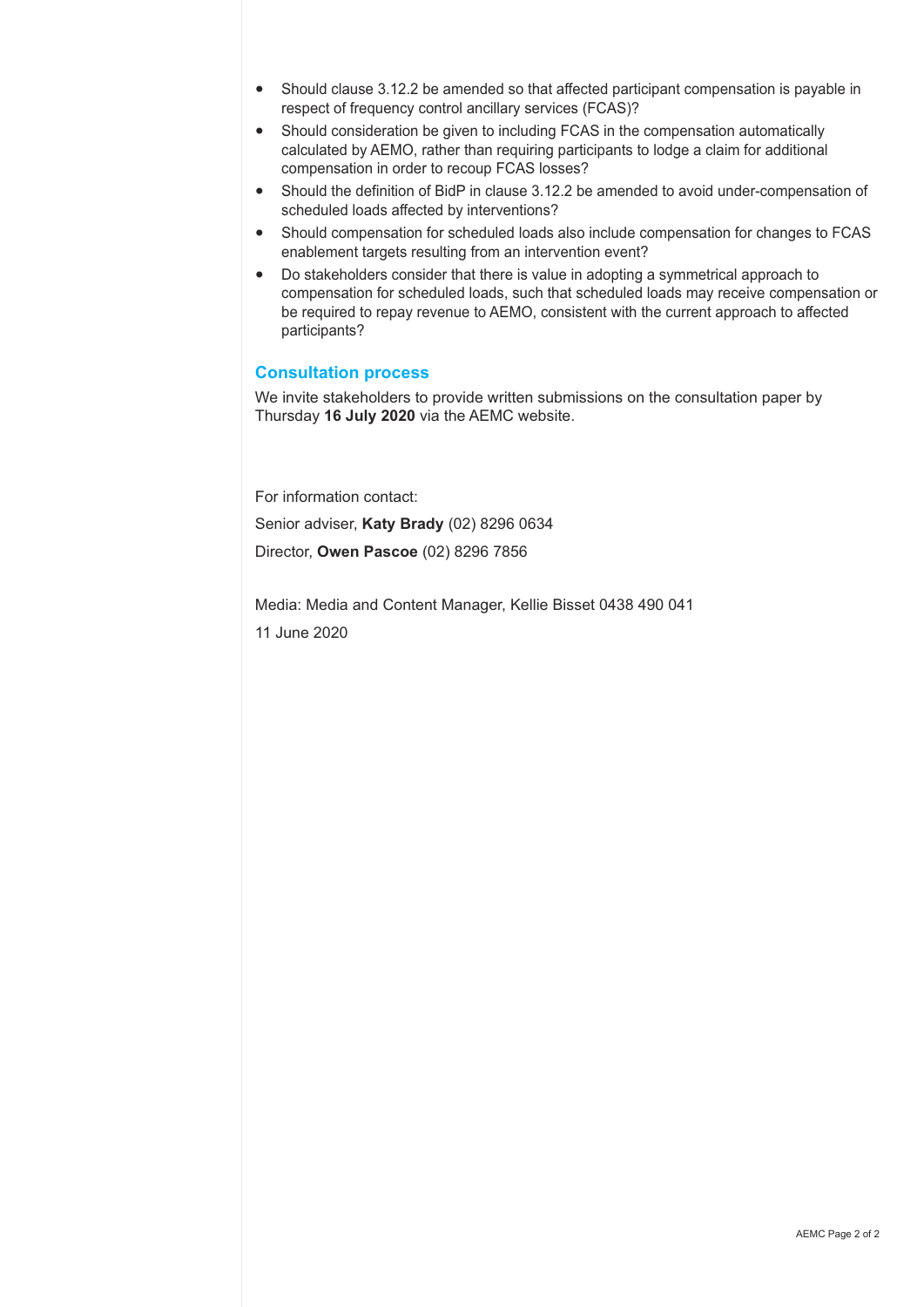- Should clause 3.12.2 be amended so that affected participant compensation is payable in respect of frequency control ancillary services (FCAS)?
- Should consideration be given to including FCAS in the compensation automatically calculated by AEMO, rather than requiring participants to lodge a claim for additional compensation in order to recoup FCAS losses?
- Should the definition of BidP in clause 3.12.2 be amended to avoid under-compensation of scheduled loads affected by interventions?
- Should compensation for scheduled loads also include compensation for changes to FCAS enablement targets resulting from an intervention event?
- Do stakeholders consider that there is value in adopting a symmetrical approach to compensation for scheduled loads, such that scheduled loads may receive compensation or be required to repay revenue to AEMO, consistent with the current approach to affected participants?

## Consultation process

We invite stakeholders to provide written submissions on the consultation paper by Thursday **16 July 2020** via the AEMC website.

For information contact:

Senior adviser, **Katy Brady** (02) 8296 0634

Director, **Owen Pascoe** (02) 8296 7856

Media: Media and Content Manager, Kellie Bisset 0438 490 041

11 June 2020